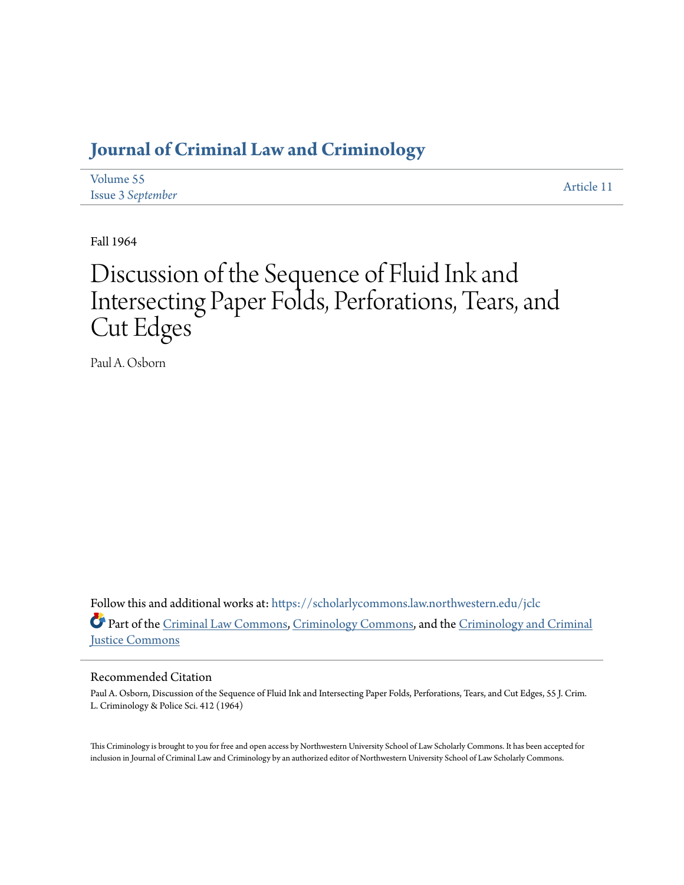# Journal of Criminal Law and Criminology

Volume 55
Issue 3 *September*

Article 11

Fall 1964

# Discussion of the Sequence of Fluid Ink and Intersecting Paper Folds, Perforations, Tears, and Cut Edges

Paul A. Osborn

Follow this and additional works at: https://scholarlycommons.law.northwestern.edu/jclc

Part of the Criminal Law Commons, Criminology Commons, and the Criminology and Criminal Justice Commons

## Recommended Citation

Paul A. Osborn, Discussion of the Sequence of Fluid Ink and Intersecting Paper Folds, Perforations, Tears, and Cut Edges, 55 J. Crim. L. Criminology & Police Sci. 412 (1964)

This Criminology is brought to you for free and open access by Northwestern University School of Law Scholarly Commons. It has been accepted for inclusion in Journal of Criminal Law and Criminology by an authorized editor of Northwestern University School of Law Scholarly Commons.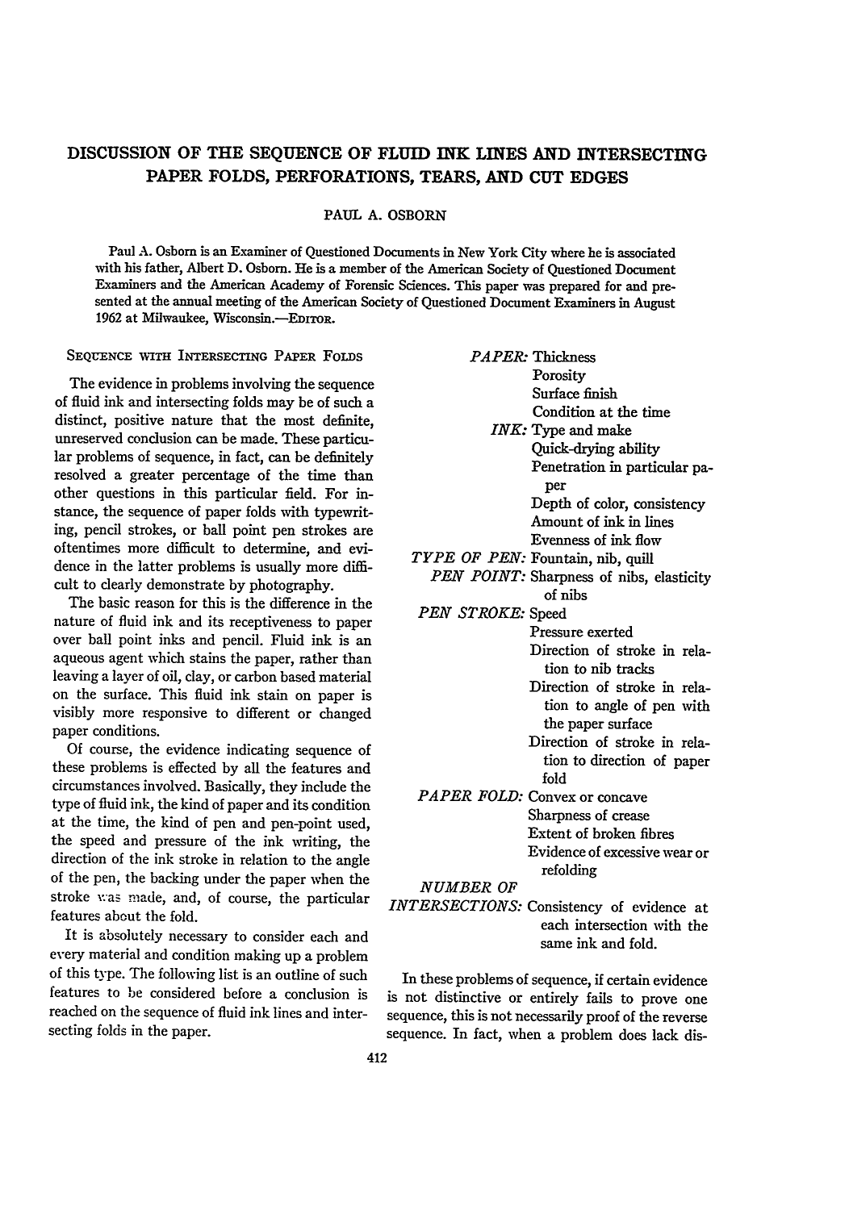# DISCUSSION OF THE SEQUENCE OF FLUID INK LINES AND INTERSECTING PAPER FOLDS, PERFORATIONS, TEARS, AND CUT EDGES

PAUL A. OSBORN

Paul A. Osborn is an Examiner of Questioned Documents in New York City where he is associated with his father, Albert D. Osborn. He is a member of the American Society of Questioned Document Examiners and the American Academy of Forensic Sciences. This paper was prepared for and presented at the annual meeting of the American Society of Questioned Document Examiners in August 1962 at Milwaukee, Wisconsin.—EDITOR.

## SEQUENCE WITH INTERSECTING PAPER FOLDS

The evidence in problems involving the sequence of fluid ink and intersecting folds may be of such a distinct, positive nature that the most definite, unreserved conclusion can be made. These particular problems of sequence, in fact, can be definitely resolved a greater percentage of the time than other questions in this particular field. For instance, the sequence of paper folds with typewriting, pencil strokes, or ball point pen strokes are oftentimes more difficult to determine, and evidence in the latter problems is usually more difficult to clearly demonstrate by photography.

The basic reason for this is the difference in the nature of fluid ink and its receptiveness to paper over ball point inks and pencil. Fluid ink is an aqueous agent which stains the paper, rather than leaving a layer of oil, clay, or carbon based material on the surface. This fluid ink stain on paper is visibly more responsive to different or changed paper conditions.

Of course, the evidence indicating sequence of these problems is effected by all the features and circumstances involved. Basically, they include the type of fluid ink, the kind of paper and its condition at the time, the kind of pen and pen-point used, the speed and pressure of the ink writing, the direction of the ink stroke in relation to the angle of the pen, the backing under the paper when the stroke was made, and, of course, the particular features about the fold.

It is absolutely necessary to consider each and every material and condition making up a problem of this type. The following list is an outline of such features to be considered before a conclusion is reached on the sequence of fluid ink lines and intersecting folds in the paper.

*PAPER:* Thickness
- Porosity
- Surface finish
- Condition at the time

*INK:* Type and make
- Quick-drying ability
- Penetration in particular paper
- Depth of color, consistency
- Amount of ink in lines
- Evenness of ink flow

*TYPE OF PEN:* Fountain, nib, quill

*PEN POINT:* Sharpness of nibs, elasticity of nibs

*PEN STROKE:* Speed
- Pressure exerted
- Direction of stroke in relation to nib tracks
- Direction of stroke in relation to angle of pen with the paper surface
- Direction of stroke in relation to direction of paper fold

*PAPER FOLD:* Convex or concave
- Sharpness of crease
- Extent of broken fibres
- Evidence of excessive wear or refolding

*NUMBER OF INTERSECTIONS:* Consistency of evidence at each intersection with the same ink and fold.

In these problems of sequence, if certain evidence is not distinctive or entirely fails to prove one sequence, this is not necessarily proof of the reverse sequence. In fact, when a problem does lack dis-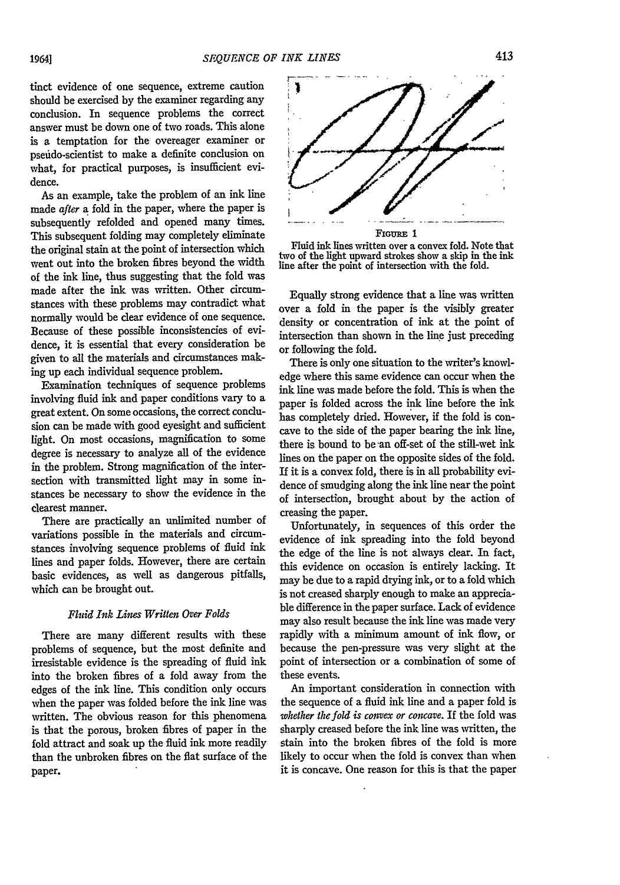tinct evidence of one sequence, extreme caution should be exercised by the examiner regarding any conclusion. In sequence problems the correct answer must be down one of two roads. This alone is a temptation for the overeager examiner or pseudo-scientist to make a definite conclusion on what, for practical purposes, is insufficient evidence.

As an example, take the problem of an ink line made *after* a fold in the paper, where the paper is subsequently refolded and opened many times. This subsequent folding may completely eliminate the original stain at the point of intersection which went out into the broken fibres beyond the width of the ink line, thus suggesting that the fold was made after the ink was written. Other circumstances with these problems may contradict what normally would be clear evidence of one sequence. Because of these possible inconsistencies of evidence, it is essential that every consideration be given to all the materials and circumstances making up each individual sequence problem.

Examination techniques of sequence problems involving fluid ink and paper conditions vary to a great extent. On some occasions, the correct conclusion can be made with good eyesight and sufficient light. On most occasions, magnification to some degree is necessary to analyze all of the evidence in the problem. Strong magnification of the intersection with transmitted light may in some instances be necessary to show the evidence in the clearest manner.

There are practically an unlimited number of variations possible in the materials and circumstances involving sequence problems of fluid ink lines and paper folds. However, there are certain basic evidences, as well as dangerous pitfalls, which can be brought out.

### *Fluid Ink Lines Written Over Folds*

There are many different results with these problems of sequence, but the most definite and irresistable evidence is the spreading of fluid ink into the broken fibres of a fold away from the edges of the ink line. This condition only occurs when the paper was folded before the ink line was written. The obvious reason for this phenomena is that the porous, broken fibres of paper in the fold attract and soak up the fluid ink more readily than the unbroken fibres on the flat surface of the paper.

FIGURE 1

Fluid ink lines written over a convex fold. Note that two of the light upward strokes show a skip in the ink line after the point of intersection with the fold.

Equally strong evidence that a line was written over a fold in the paper is the visibly greater density or concentration of ink at the point of intersection than shown in the line just preceding or following the fold.

There is only one situation to the writer's knowledge where this same evidence can occur when the ink line was made before the fold. This is when the paper is folded across the ink line before the ink has completely dried. However, if the fold is concave to the side of the paper bearing the ink line, there is bound to be an off-set of the still-wet ink lines on the paper on the opposite sides of the fold. If it is a convex fold, there is in all probability evidence of smudging along the ink line near the point of intersection, brought about by the action of creasing the paper.

Unfortunately, in sequences of this order the evidence of ink spreading into the fold beyond the edge of the line is not always clear. In fact, this evidence on occasion is entirely lacking. It may be due to a rapid drying ink, or to a fold which is not creased sharply enough to make an appreciable difference in the paper surface. Lack of evidence may also result because the ink line was made very rapidly with a minimum amount of ink flow, or because the pen-pressure was very slight at the point of intersection or a combination of some of these events.

An important consideration in connection with the sequence of a fluid ink line and a paper fold is *whether the fold is convex or concave.* If the fold was sharply creased before the ink line was written, the stain into the broken fibres of the fold is more likely to occur when the fold is convex than when it is concave. One reason for this is that the paper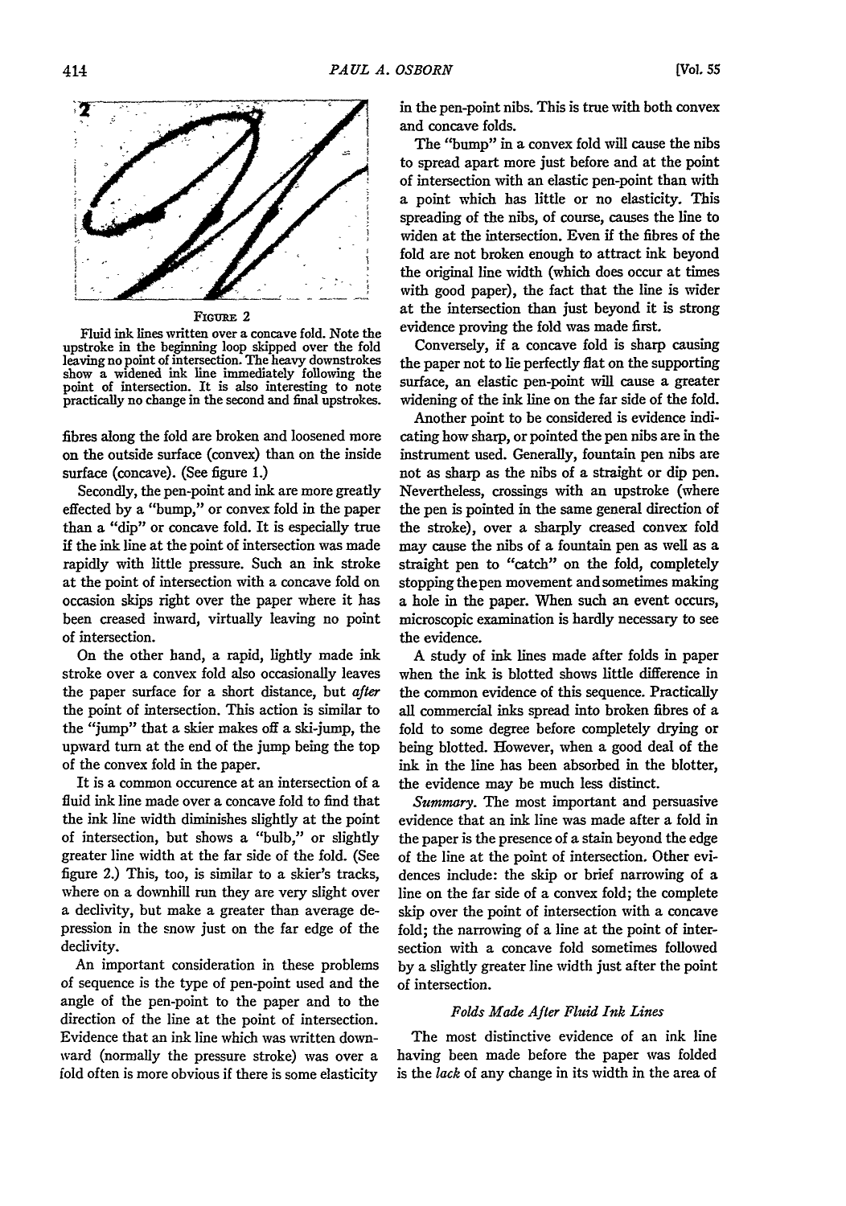FIGURE 2

Fluid ink lines written over a concave fold. Note the upstroke in the beginning loop skipped over the fold leaving no point of intersection. The heavy downstrokes show a widened ink line immediately following the point of intersection. It is also interesting to note practically no change in the second and final upstrokes.

fibres along the fold are broken and loosened more on the outside surface (convex) than on the inside surface (concave). (See figure 1.)

Secondly, the pen-point and ink are more greatly effected by a "bump," or convex fold in the paper than a "dip" or concave fold. It is especially true if the ink line at the point of intersection was made rapidly with little pressure. Such an ink stroke at the point of intersection with a concave fold on occasion skips right over the paper where it has been creased inward, virtually leaving no point of intersection.

On the other hand, a rapid, lightly made ink stroke over a convex fold also occasionally leaves the paper surface for a short distance, but *after* the point of intersection. This action is similar to the "jump" that a skier makes off a ski-jump, the upward turn at the end of the jump being the top of the convex fold in the paper.

It is a common occurence at an intersection of a fluid ink line made over a concave fold to find that the ink line width diminishes slightly at the point of intersection, but shows a "bulb," or slightly greater line width at the far side of the fold. (See figure 2.) This, too, is similar to a skier's tracks, where on a downhill run they are very slight over a declivity, but make a greater than average depression in the snow just on the far edge of the declivity.

An important consideration in these problems of sequence is the type of pen-point used and the angle of the pen-point to the paper and to the direction of the line at the point of intersection. Evidence that an ink line which was written downward (normally the pressure stroke) was over a fold often is more obvious if there is some elasticity in the pen-point nibs. This is true with both convex and concave folds.

The "bump" in a convex fold will cause the nibs to spread apart more just before and at the point of intersection with an elastic pen-point than with a point which has little or no elasticity. This spreading of the nibs, of course, causes the line to widen at the intersection. Even if the fibres of the fold are not broken enough to attract ink beyond the original line width (which does occur at times with good paper), the fact that the line is wider at the intersection than just beyond it is strong evidence proving the fold was made first.

Conversely, if a concave fold is sharp causing the paper not to lie perfectly flat on the supporting surface, an elastic pen-point will cause a greater widening of the ink line on the far side of the fold.

Another point to be considered is evidence indicating how sharp, or pointed the pen nibs are in the instrument used. Generally, fountain pen nibs are not as sharp as the nibs of a straight or dip pen. Nevertheless, crossings with an upstroke (where the pen is pointed in the same general direction of the stroke), over a sharply creased convex fold may cause the nibs of a fountain pen as well as a straight pen to "catch" on the fold, completely stopping the pen movement and sometimes making a hole in the paper. When such an event occurs, microscopic examination is hardly necessary to see the evidence.

A study of ink lines made after folds in paper when the ink is blotted shows little difference in the common evidence of this sequence. Practically all commercial inks spread into broken fibres of a fold to some degree before completely drying or being blotted. However, when a good deal of the ink in the line has been absorbed in the blotter, the evidence may be much less distinct.

*Summary.* The most important and persuasive evidence that an ink line was made after a fold in the paper is the presence of a stain beyond the edge of the line at the point of intersection. Other evidences include: the skip or brief narrowing of a line on the far side of a convex fold; the complete skip over the point of intersection with a concave fold; the narrowing of a line at the point of intersection with a concave fold sometimes followed by a slightly greater line width just after the point of intersection.

### *Folds Made After Fluid Ink Lines*

The most distinctive evidence of an ink line having been made before the paper was folded is the *lack* of any change in its width in the area of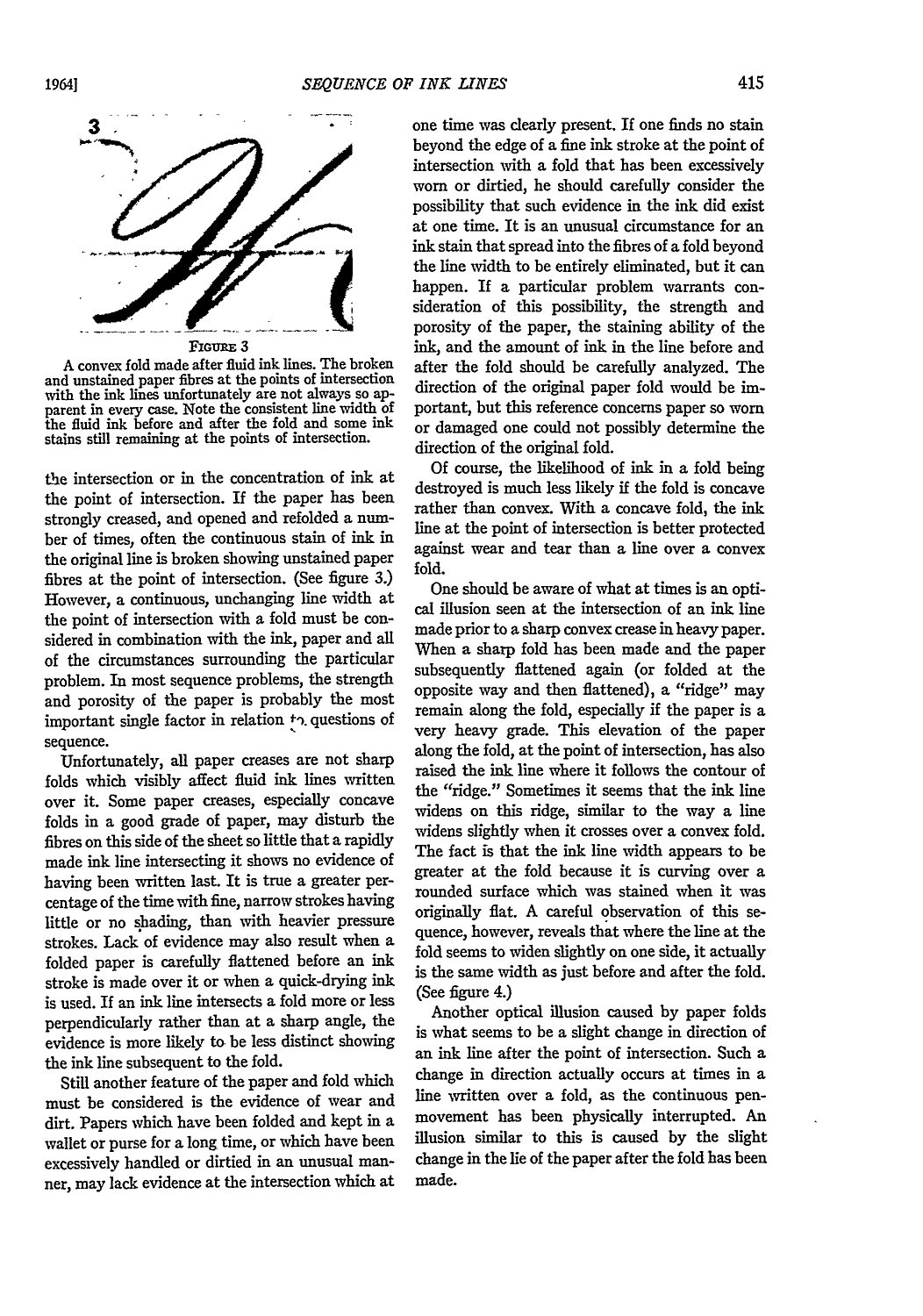FIGURE 3

A convex fold made after fluid ink lines. The broken and unstained paper fibres at the points of intersection with the ink lines unfortunately are not always so apparent in every case. Note the consistent line width of the fluid ink before and after the fold and some ink stains still remaining at the points of intersection.

the intersection or in the concentration of ink at the point of intersection. If the paper has been strongly creased, and opened and refolded a number of times, often the continuous stain of ink in the original line is broken showing unstained paper fibres at the point of intersection. (See figure 3.) However, a continuous, unchanging line width at the point of intersection with a fold must be considered in combination with the ink, paper and all of the circumstances surrounding the particular problem. In most sequence problems, the strength and porosity of the paper is probably the most important single factor in relation to questions of sequence.

Unfortunately, all paper creases are not sharp folds which visibly affect fluid ink lines written over it. Some paper creases, especially concave folds in a good grade of paper, may disturb the fibres on this side of the sheet so little that a rapidly made ink line intersecting it shows no evidence of having been written last. It is true a greater percentage of the time with fine, narrow strokes having little or no shading, than with heavier pressure strokes. Lack of evidence may also result when a folded paper is carefully flattened before an ink stroke is made over it or when a quick-drying ink is used. If an ink line intersects a fold more or less perpendicularly rather than at a sharp angle, the evidence is more likely to be less distinct showing the ink line subsequent to the fold.

Still another feature of the paper and fold which must be considered is the evidence of wear and dirt. Papers which have been folded and kept in a wallet or purse for a long time, or which have been excessively handled or dirtied in an unusual manner, may lack evidence at the intersection which at one time was clearly present. If one finds no stain beyond the edge of a fine ink stroke at the point of intersection with a fold that has been excessively worn or dirtied, he should carefully consider the possibility that such evidence in the ink did exist at one time. It is an unusual circumstance for an ink stain that spread into the fibres of a fold beyond the line width to be entirely eliminated, but it can happen. If a particular problem warrants consideration of this possibility, the strength and porosity of the paper, the staining ability of the ink, and the amount of ink in the line before and after the fold should be carefully analyzed. The direction of the original paper fold would be important, but this reference concerns paper so worn or damaged one could not possibly determine the direction of the original fold.

Of course, the likelihood of ink in a fold being destroyed is much less likely if the fold is concave rather than convex. With a concave fold, the ink line at the point of intersection is better protected against wear and tear than a line over a convex fold.

One should be aware of what at times is an optical illusion seen at the intersection of an ink line made prior to a sharp convex crease in heavy paper. When a sharp fold has been made and the paper subsequently flattened again (or folded at the opposite way and then flattened), a "ridge" may remain along the fold, especially if the paper is a very heavy grade. This elevation of the paper along the fold, at the point of intersection, has also raised the ink line where it follows the contour of the "ridge." Sometimes it seems that the ink line widens on this ridge, similar to the way a line widens slightly when it crosses over a convex fold. The fact is that the ink line width appears to be greater at the fold because it is curving over a rounded surface which was stained when it was originally flat. A careful observation of this sequence, however, reveals that where the line at the fold seems to widen slightly on one side, it actually is the same width as just before and after the fold. (See figure 4.)

Another optical illusion caused by paper folds is what seems to be a slight change in direction of an ink line after the point of intersection. Such a change in direction actually occurs at times in a line written over a fold, as the continuous pen-movement has been physically interrupted. An illusion similar to this is caused by the slight change in the lie of the paper after the fold has been made.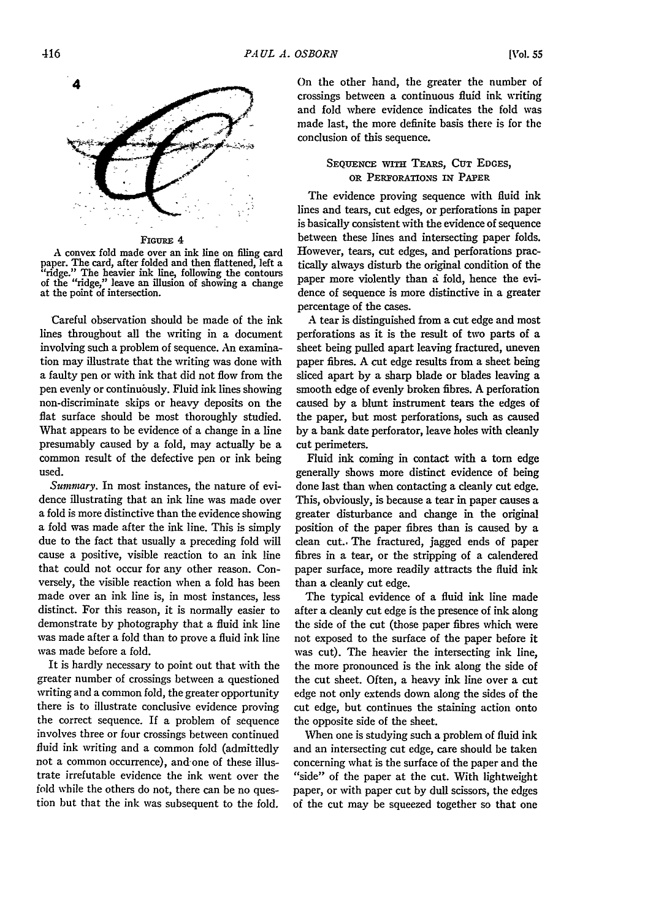**Figure 4**

A convex fold made over an ink line on filing card paper. The card, after folded and then flattened, left a "ridge." The heavier ink line, following the contours of the "ridge," leave an illusion of showing a change at the point of intersection.

Careful observation should be made of the ink lines throughout all the writing in a document involving such a problem of sequence. An examination may illustrate that the writing was done with a faulty pen or with ink that did not flow from the pen evenly or continuously. Fluid ink lines showing non-discriminate skips or heavy deposits on the flat surface should be most thoroughly studied. What appears to be evidence of a change in a line presumably caused by a fold, may actually be a common result of the defective pen or ink being used.

*Summary.* In most instances, the nature of evidence illustrating that an ink line was made over a fold is more distinctive than the evidence showing a fold was made after the ink line. This is simply due to the fact that usually a preceding fold will cause a positive, visible reaction to an ink line that could not occur for any other reason. Conversely, the visible reaction when a fold has been made over an ink line is, in most instances, less distinct. For this reason, it is normally easier to demonstrate by photography that a fluid ink line was made after a fold than to prove a fluid ink line was made before a fold.

It is hardly necessary to point out that with the greater number of crossings between a questioned writing and a common fold, the greater opportunity there is to illustrate conclusive evidence proving the correct sequence. If a problem of sequence involves three or four crossings between continued fluid ink writing and a common fold (admittedly not a common occurrence), and one of these illustrate irrefutable evidence the ink went over the fold while the others do not, there can be no question but that the ink was subsequent to the fold. On the other hand, the greater the number of crossings between a continuous fluid ink writing and fold where evidence indicates the fold was made last, the more definite basis there is for the conclusion of this sequence.

## Sequence with Tears, Cut Edges, or Perforations in Paper

The evidence proving sequence with fluid ink lines and tears, cut edges, or perforations in paper is basically consistent with the evidence of sequence between these lines and intersecting paper folds. However, tears, cut edges, and perforations practically always disturb the original condition of the paper more violently than a fold, hence the evidence of sequence is more distinctive in a greater percentage of the cases.

A tear is distinguished from a cut edge and most perforations as it is the result of two parts of a sheet being pulled apart leaving fractured, uneven paper fibres. A cut edge results from a sheet being sliced apart by a sharp blade or blades leaving a smooth edge of evenly broken fibres. A perforation caused by a blunt instrument tears the edges of the paper, but most perforations, such as caused by a bank date perforator, leave holes with cleanly cut perimeters.

Fluid ink coming in contact with a torn edge generally shows more distinct evidence of being done last than when contacting a cleanly cut edge. This, obviously, is because a tear in paper causes a greater disturbance and change in the original position of the paper fibres than is caused by a clean cut. The fractured, jagged ends of paper fibres in a tear, or the stripping of a calendered paper surface, more readily attracts the fluid ink than a cleanly cut edge.

The typical evidence of a fluid ink line made after a cleanly cut edge is the presence of ink along the side of the cut (those paper fibres which were not exposed to the surface of the paper before it was cut). The heavier the intersecting ink line, the more pronounced is the ink along the side of the cut sheet. Often, a heavy ink line over a cut edge not only extends down along the sides of the cut edge, but continues the staining action onto the opposite side of the sheet.

When one is studying such a problem of fluid ink and an intersecting cut edge, care should be taken concerning what is the surface of the paper and the "side" of the paper at the cut. With lightweight paper, or with paper cut by dull scissors, the edges of the cut may be squeezed together so that one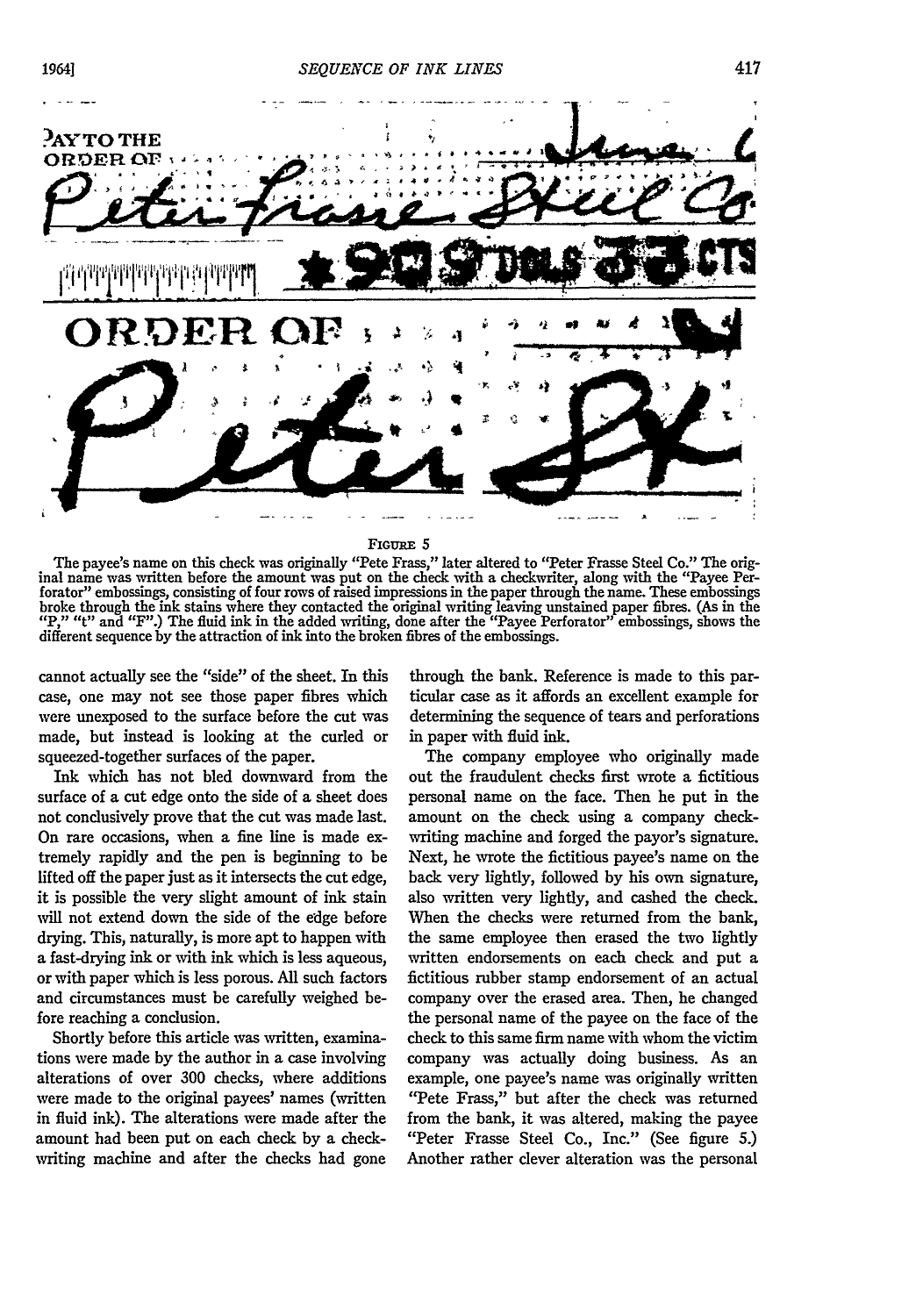FIGURE 5

The payee's name on this check was originally "Pete Frass," later altered to "Peter Frasse Steel Co." The original name was written before the amount was put on the check with a checkwriter, along with the "Payee Perforator" embossings, consisting of four rows of raised impressions in the paper through the name. These embossings broke through the ink stains where they contacted the original writing leaving unstained paper fibres. (As in the "P," "t" and "F".) The fluid ink in the added writing, done after the "Payee Perforator" embossings, shows the different sequence by the attraction of ink into the broken fibres of the embossings.

cannot actually see the "side" of the sheet. In this case, one may not see those paper fibres which were unexposed to the surface before the cut was made, but instead is looking at the curled or squeezed-together surfaces of the paper.

Ink which has not bled downward from the surface of a cut edge onto the side of a sheet does not conclusively prove that the cut was made last. On rare occasions, when a fine line is made extremely rapidly and the pen is beginning to be lifted off the paper just as it intersects the cut edge, it is possible the very slight amount of ink stain will not extend down the side of the edge before drying. This, naturally, is more apt to happen with a fast-drying ink or with ink which is less aqueous, or with paper which is less porous. All such factors and circumstances must be carefully weighed before reaching a conclusion.

Shortly before this article was written, examinations were made by the author in a case involving alterations of over 300 checks, where additions were made to the original payees' names (written in fluid ink). The alterations were made after the amount had been put on each check by a checkwriting machine and after the checks had gone through the bank. Reference is made to this particular case as it affords an excellent example for determining the sequence of tears and perforations in paper with fluid ink.

The company employee who originally made out the fraudulent checks first wrote a fictitious personal name on the face. Then he put in the amount on the check using a company checkwriting machine and forged the payor's signature. Next, he wrote the fictitious payee's name on the back very lightly, followed by his own signature, also written very lightly, and cashed the check. When the checks were returned from the bank, the same employee then erased the two lightly written endorsements on each check and put a fictitious rubber stamp endorsement of an actual company over the erased area. Then, he changed the personal name of the payee on the face of the check to this same firm name with whom the victim company was actually doing business. As an example, one payee's name was originally written "Pete Frass," but after the check was returned from the bank, it was altered, making the payee "Peter Frasse Steel Co., Inc." (See figure 5.) Another rather clever alteration was the personal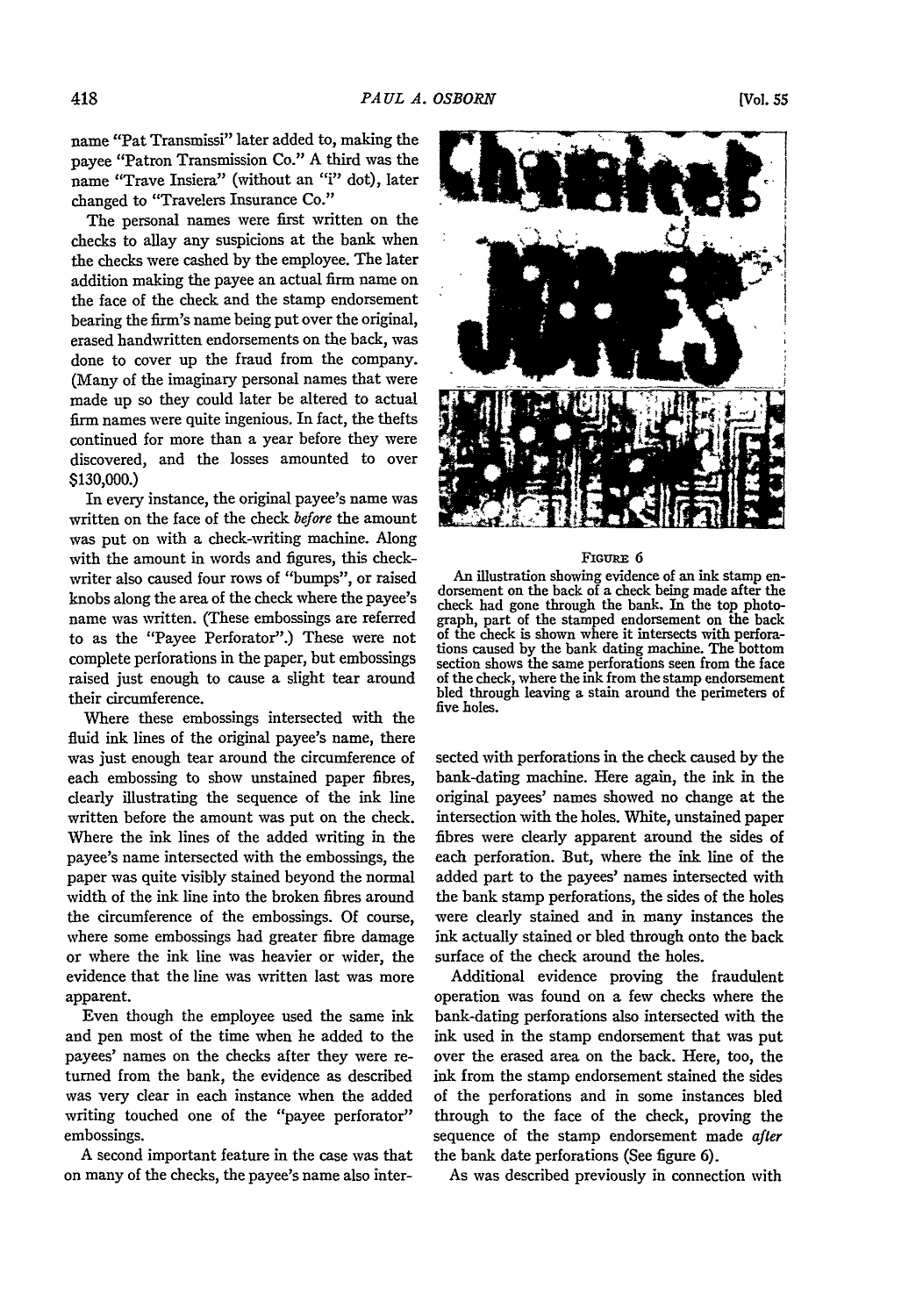name "Pat Transmissi" later added to, making the payee "Patron Transmission Co." A third was the name "Trave Insiera" (without an "i" dot), later changed to "Travelers Insurance Co."

The personal names were first written on the checks to allay any suspicions at the bank when the checks were cashed by the employee. The later addition making the payee an actual firm name on the face of the check and the stamp endorsement bearing the firm's name being put over the original, erased handwritten endorsements on the back, was done to cover up the fraud from the company. (Many of the imaginary personal names that were made up so they could later be altered to actual firm names were quite ingenious. In fact, the thefts continued for more than a year before they were discovered, and the losses amounted to over $130,000.)

In every instance, the original payee's name was written on the face of the check *before* the amount was put on with a check-writing machine. Along with the amount in words and figures, this check-writer also caused four rows of "bumps", or raised knobs along the area of the check where the payee's name was written. (These embossings are referred to as the "Payee Perforator".) These were not complete perforations in the paper, but embossings raised just enough to cause a slight tear around their circumference.

Where these embossings intersected with the fluid ink lines of the original payee's name, there was just enough tear around the circumference of each embossing to show unstained paper fibres, clearly illustrating the sequence of the ink line written before the amount was put on the check. Where the ink lines of the added writing in the payee's name intersected with the embossings, the paper was quite visibly stained beyond the normal width of the ink line into the broken fibres around the circumference of the embossings. Of course, where some embossings had greater fibre damage or where the ink line was heavier or wider, the evidence that the line was written last was more apparent.

Even though the employee used the same ink and pen most of the time when he added to the payees' names on the checks after they were returned from the bank, the evidence as described was very clear in each instance when the added writing touched one of the "payee perforator" embossings.

A second important feature in the case was that on many of the checks, the payee's name also intersected with perforations in the check caused by the bank-dating machine. Here again, the ink in the original payees' names showed no change at the intersection with the holes. White, unstained paper fibres were clearly apparent around the sides of each perforation. But, where the ink line of the added part to the payees' names intersected with the bank stamp perforations, the sides of the holes were clearly stained and in many instances the ink actually stained or bled through onto the back surface of the check around the holes.

Additional evidence proving the fraudulent operation was found on a few checks where the bank-dating perforations also intersected with the ink used in the stamp endorsement that was put over the erased area on the back. Here, too, the ink from the stamp endorsement stained the sides of the perforations and in some instances bled through to the face of the check, proving the sequence of the stamp endorsement made *after* the bank date perforations (See figure 6).

As was described previously in connection with

FIGURE 6

An illustration showing evidence of an ink stamp endorsement on the back of a check being made after the check had gone through the bank. In the top photograph, part of the stamped endorsement on the back of the check is shown where it intersects with perforations caused by the bank dating machine. The bottom section shows the same perforations seen from the face of the check, where the ink from the stamp endorsement bled through leaving a stain around the perimeters of five holes.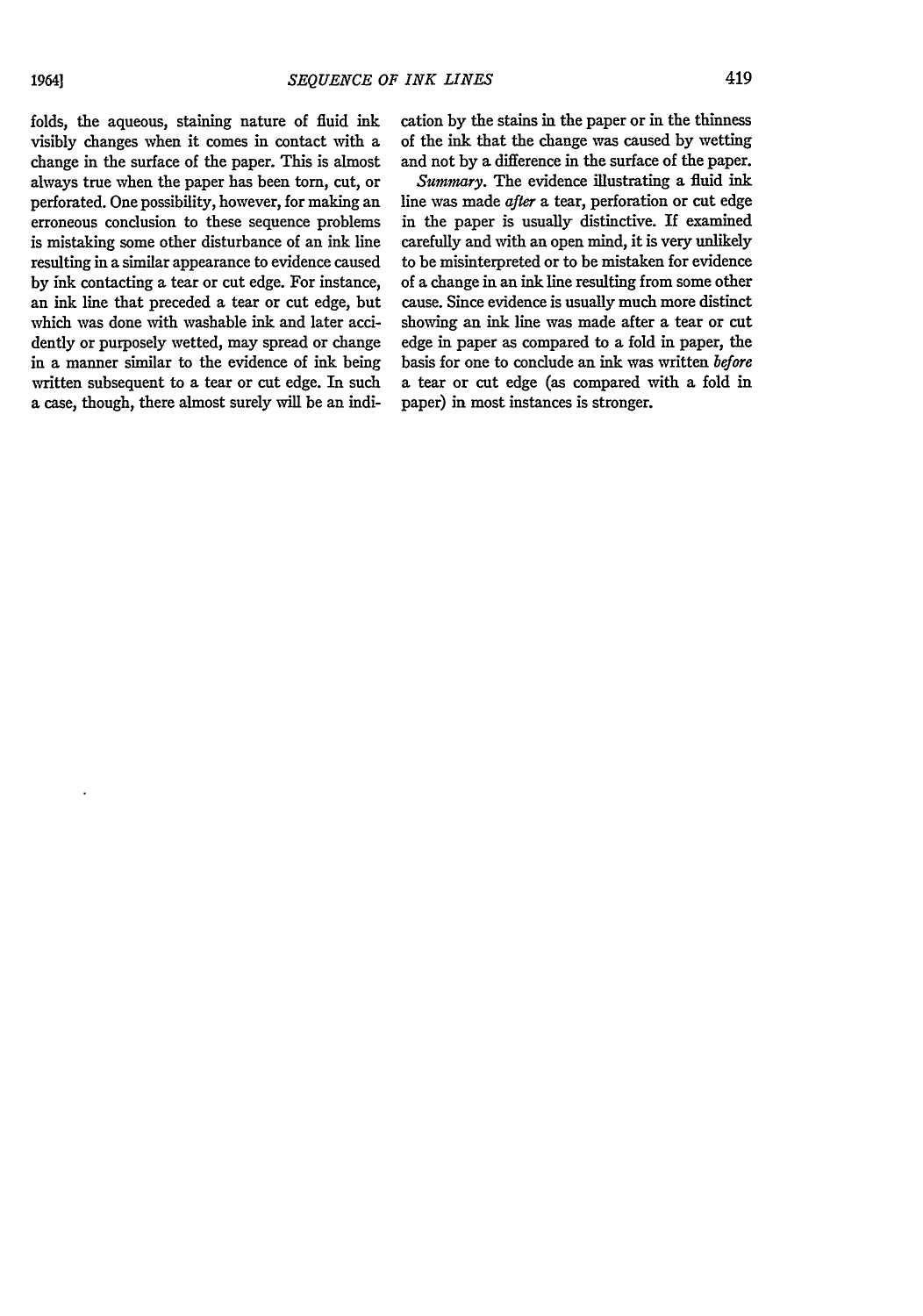folds, the aqueous, staining nature of fluid ink visibly changes when it comes in contact with a change in the surface of the paper. This is almost always true when the paper has been torn, cut, or perforated. One possibility, however, for making an erroneous conclusion to these sequence problems is mistaking some other disturbance of an ink line resulting in a similar appearance to evidence caused by ink contacting a tear or cut edge. For instance, an ink line that preceded a tear or cut edge, but which was done with washable ink and later accidently or purposely wetted, may spread or change in a manner similar to the evidence of ink being written subsequent to a tear or cut edge. In such a case, though, there almost surely will be an indication by the stains in the paper or in the thinness of the ink that the change was caused by wetting and not by a difference in the surface of the paper.

*Summary.* The evidence illustrating a fluid ink line was made *after* a tear, perforation or cut edge in the paper is usually distinctive. If examined carefully and with an open mind, it is very unlikely to be misinterpreted or to be mistaken for evidence of a change in an ink line resulting from some other cause. Since evidence is usually much more distinct showing an ink line was made after a tear or cut edge in paper as compared to a fold in paper, the basis for one to conclude an ink was written *before* a tear or cut edge (as compared with a fold in paper) in most instances is stronger.